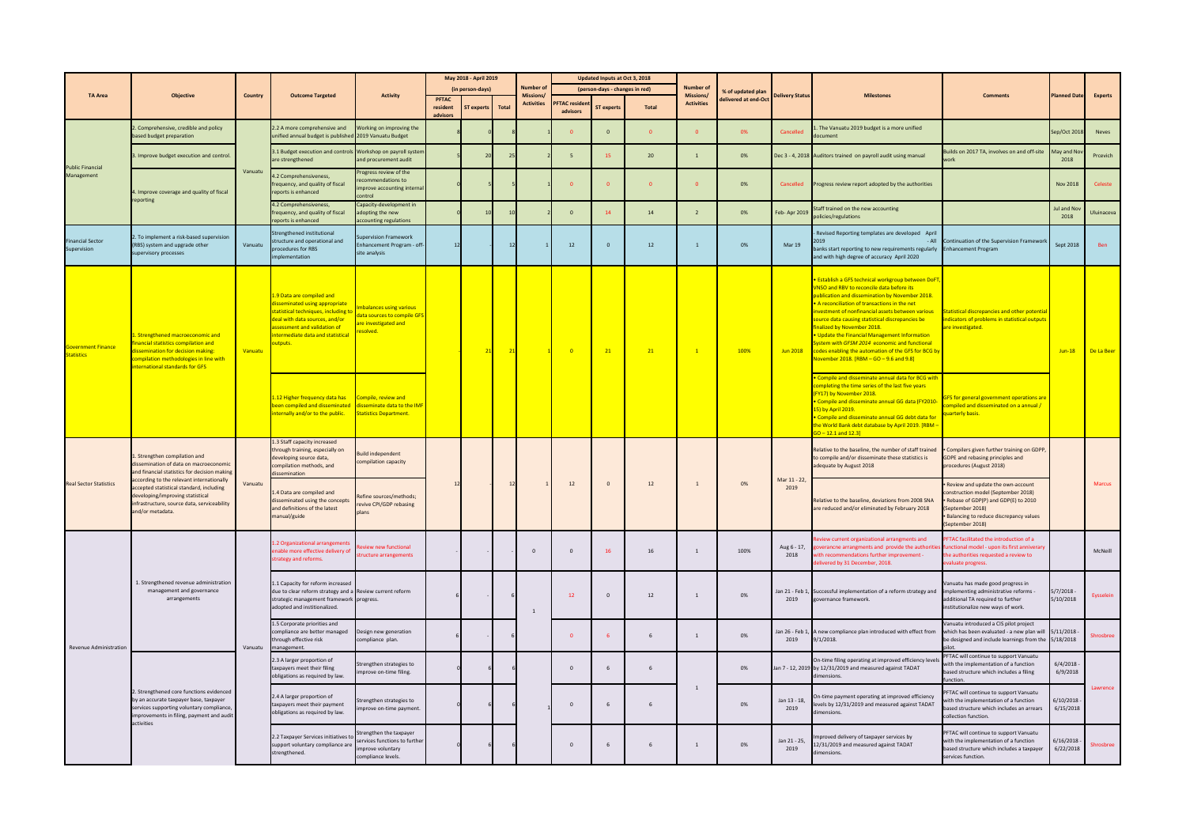| TA Area | Objective | Country | Outcome Targeted | Activity | May 2018 - April 2019 (in person-days) | | | Number of Missions/ Activities | Updated Inputs at Oct 3, 2018 (person-days - changes in red) | | | Number of Missions/ Activities | % of updated plan delivered at end-Oct | Delivery Status | Milestones | Comments | Planned Date | Experts |
|---|---|---|---|---|---|---|---|---|---|---|---|---|---|---|---|---|---|---|
| | | | | | PFTAC resident advisors | ST experts | Total | | PFTAC resident advisors | ST experts | Total | | | | | | | |
| Public Financial Management | 2. Comprehensive, credible and policy based budget preparation | Vanuatu | 2.2 A more comprehensive and unified annual budget is published | Working on improving the 2019 Vanuatu Budget | 8 | 0 | 8 | 1 | 0 | 0 | 0 | 0 | 0% | Cancelled | 1. The Vanuatu 2019 budget is a more unified document | | Sep/Oct 2018 | Neves |
| | 3. Improve budget execution and control. | | 3.1 Budget execution and controls are strengthened | Workshop on payroll system and procurement audit | 5 | 20 | 25 | 2 | 5 | 15 | 20 | 1 | 0% | Dec 3 - 4, 2018 | Auditors trained on payroll audit using manual | Builds on 2017 TA, involves on and off-site work | May and Nov 2018 | Prcevich |
| | 4. Improve coverage and quality of fiscal reporting | | 4.2 Comprehensiveness, frequency, and quality of fiscal reports is enhanced | Progress review of the recommendations to improve accounting internal control | 0 | 5 | 5 | 1 | 0 | 0 | 0 | 0 | 0% | Cancelled | Progress review report adopted by the authorities | | Nov 2018 | Celeste |
| | | | 4.2 Comprehensiveness, frequency, and quality of fiscal reports is enhanced | Capacity-development in adopting the new accounting regulations | 0 | 10 | 10 | 2 | 0 | 14 | 14 | 2 | 0% | Feb- Apr 2019 | Staff trained on the new accounting policies/regulations | | Jul and Nov 2018 | Uluinaceva |
| Financial Sector Supervision | 2. To implement a risk-based supervision (RBS) system and upgrade other supervisory processes | Vanuatu | Strengthened institutional structure and operational and procedures for RBS implementation | Supervision Framework Enhancement Program - off-site analysis | 12 | - | 12 | 1 | 12 | 0 | 12 | 1 | 0% | Mar 19 | - Revised Reporting templates are developed April 2019 - All banks start reporting to new requirements regularly and with high degree of accuracy April 2020 | Continuation of the Supervision Framework Enhancement Program | Sept 2018 | Ben |
| Government Finance Statistics | 1. Strengthened macroeconomic and financial statistics compilation and dissemination for decision making: compilation methodologies in line with international standards for GFS | Vanuatu | 1.9 Data are compiled and disseminated using appropriate statistical techniques, including to deal with data sources, and/or assessment and validation of intermediate data and statistical outputs. | Imbalances using various data sources to compile GFS are investigated and resolved. | | 21 | 21 | 1 | 0 | 21 | 21 | 1 | 100% | Jun 2018 | • Establish a GFS technical workgroup between DoFT, VNSO and RBV to reconcile data before its publication and dissemination by November 2018. • A reconciliation of transactions in the net investment of nonfinancial assets between various source data causing statistical discrepancies be finalized by November 2018. • Update the Financial Management Information System with GFSM 2014 economic and functional codes enabling the automation of the GFS for BCG by November 2018. [RBM – GO – 9.6 and 9.8] | Statistical discrepancies and other potential indicators of problems in statistical outputs are investigated. | Jun-18 | De La Beer |
| | | | 1.12 Higher frequency data has been compiled and disseminated internally and/or to the public. | Compile, review and disseminate data to the IMF Statistics Department. | | | | | | | | | | | • Compile and disseminate annual data for BCG with completing the time series of the last five years (FY17) by November 2018. • Compile and disseminate annual GG data (FY2010-15) by April 2019. • Compile and disseminate annual GG debt data for the World Bank debt database by April 2019. [RBM – GO – 12.1 and 12.3] | GFS for general government operations are compiled and disseminated on a annual / quarterly basis. | | |
| Real Sector Statistics | 1. Strengthen compilation and dissemination of data on macroeconomic and financial statistics for decision making according to the relevant internationally accepted statistical standard, including developing/improving statistical infrastructure, source data, serviceability and/or metadata. | Vanuatu | 1.3 Staff capacity increased through training, especially on developing source data, compilation methods, and dissemination | Build independent compilation capacity | 12 | - | 12 | 1 | 12 | 0 | 12 | 1 | 0% | Mar 11 - 22, 2019 | Relative to the baseline, the number of staff trained to compile and/or disseminate these statistics is adequate by August 2018 | • Compilers given further training on GDPP, GDPE and rebasing principles and procedures (August 2018) | | Marcus |
| | | | 1.4 Data are compiled and disseminated using the concepts and definitions of the latest manual/guide | Refine sources/methods; revive CPI/GDP rebasing plans | | | | | | | | | | | Relative to the baseline, deviations from 2008 SNA are reduced and/or eliminated by February 2018 | • Review and update the own-account construction model (September 2018) • Rebase of GDP(P) and GDP(E) to 2010 (September 2018) • Balancing to reduce discrepancy values (September 2018) | | |
| Revenue Administration | 1. Strengthened revenue administration management and governance arrangements | Vanuatu | 1.2 Organizational arrangements enable more effective delivery of strategy and reforms. | Review new functional structure arrangements | - | - | - | 0 | 0 | 16 | 16 | 1 | 100% | Aug 6 - 17, 2018 | Review current organizational arrangements and goverancne arrangements and provide the authorities with recommendations further improvement - delivered by 31 December, 2018. | PFTAC facilitated the introduction of a functional model - upon its first anniverary the authorities requested a review to evaluate progress. | | McNeill |
| | | | 1.1 Capacity for reform increased due to clear reform strategy and a strategic management framework adopted and institutionalized. | Review current reform progress. | 6 | - | 6 | 1 | 12 | 0 | 12 | 1 | 0% | Jan 21 - Feb 1, 2019 | Successful implementation of a reform strategy and governance framework. | Vanuatu has made good progress in implementing administrative reforms - additional TA required to further institutionalize new ways of work. | 5/7/2018 - 5/10/2018 | Eysselein |
| | | | 1.5 Corporate priorities and compliance are better managed through effective risk management. | Design new generation compliance plan. | 6 | - | 6 | | 0 | 6 | 6 | 1 | 0% | Jan 26 - Feb 1, 2019 | A new compliance plan introduced with effect from 9/1/2018. | Vanuatu introduced a CIS pilot project which has been evaluated - a new plan will be designed and include learnings from the pilot. | 5/11/2018 - 5/18/2018 | Shrosbree |
| | 2. Strengthened core functions evidenced by an accurate taxpayer base, taxpayer services supporting voluntary compliance, improvements in filing, payment and audit activities | | 2.3 A larger proportion of taxpayers meet their filing obligations as required by law. | Strengthen strategies to improve on-time filing. | 0 | 6 | 6 | 1 | 0 | 6 | 6 | 1 | 0% | Jan 7 - 12, 2019 | On-time filing operating at improved efficiency levels by 12/31/2019 and measured against TADAT dimensions. | PFTAC will continue to support Vanuatu with the implementation of a function based structure which includes a filing function. | 6/4/2018 - 6/9/2018 | Lawrence |
| | | | 2.4 A larger proportion of taxpayers meet their payment obligations as required by law. | Strengthen strategies to improve on-time payment. | 0 | 6 | 6 | | 0 | 6 | 6 | | 0% | Jan 13 - 18, 2019 | On-time payment operating at improved efficiency levels by 12/31/2019 and measured against TADAT dimensions. | PFTAC will continue to support Vanuatu with the implementation of a function based structure which includes an arrears collection function. | 6/10/2018 - 6/15/2018 | |
| | | | 2.2 Taxpayer Services initiatives to support voluntary compliance are strengthened. | Strengthen the taxpayer services functions to further improve voluntary compliance levels. | 0 | 6 | 6 | | 0 | 6 | 6 | 1 | 0% | Jan 21 - 25, 2019 | Improved delivery of taxpayer services by 12/31/2019 and measured against TADAT dimensions. | PFTAC will continue to support Vanuatu with the implementation of a function based structure which includes a taxpayer services function. | 6/16/2018 - 6/22/2018 | Shrosbree |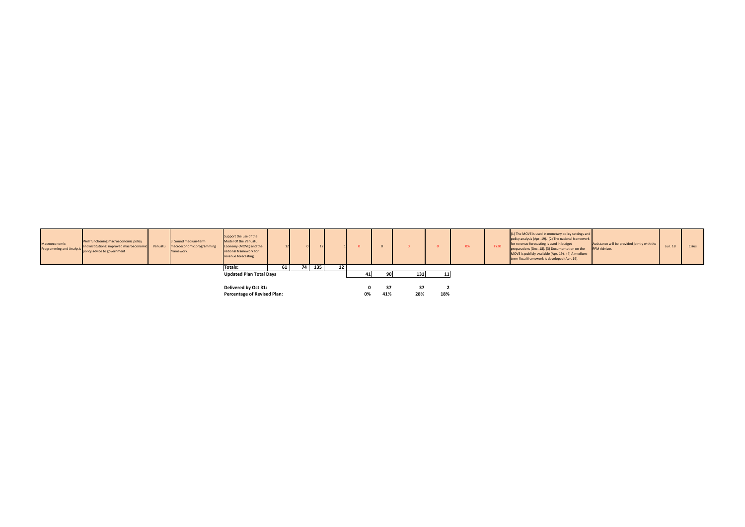| | | | | | | | | | | | | | | | | | | |
|---|---|---|---|---|---|---|---|---|---|---|---|---|---|---|---|---|---|---|
| Macroeconomic Programming and Analysis | Well functioning macroeconomic policy and institutions: improved macroeconomic policy advice to government | Vanuatu | 3. Sound medium-term macroeconomic programming framework. | Support the use of the Model Of the Vanuatu Economy (MOVE) and the national framework for revenue forecasting. | 12 | 0 | 12 | 1 | 0 | 0 | 0 | 0 | 0% | FY20 | (1) The MOVE is used in monetary policy settings and policy analysis (Apr. 19). (2) The national framework for revenue forecasting is used in budget preparations (Dec. 18). (3) Documentation on the MOVE is publicly available (Apr. 19). (4) A medium-term fiscal framework is developed (Apr. 19). | Assistance will be provided jointly with the PFM Advisor. | Jun. 18 | Claus |
| | | | | **Totals:** | **61** | **74** | **135** | **12** | | | | | | | | | | |
| | | | | **Updated Plan Total Days** | | | | | **41** | **90** | **131** | **11** | | | | | | |
| | | | | **Delivered by Oct 31:** | | | | | **0** | **37** | **37** | **2** | | | | | | |
| | | | | **Percentage of Revised Plan:** | | | | | **0%** | **41%** | **28%** | **18%** | | | | | | |